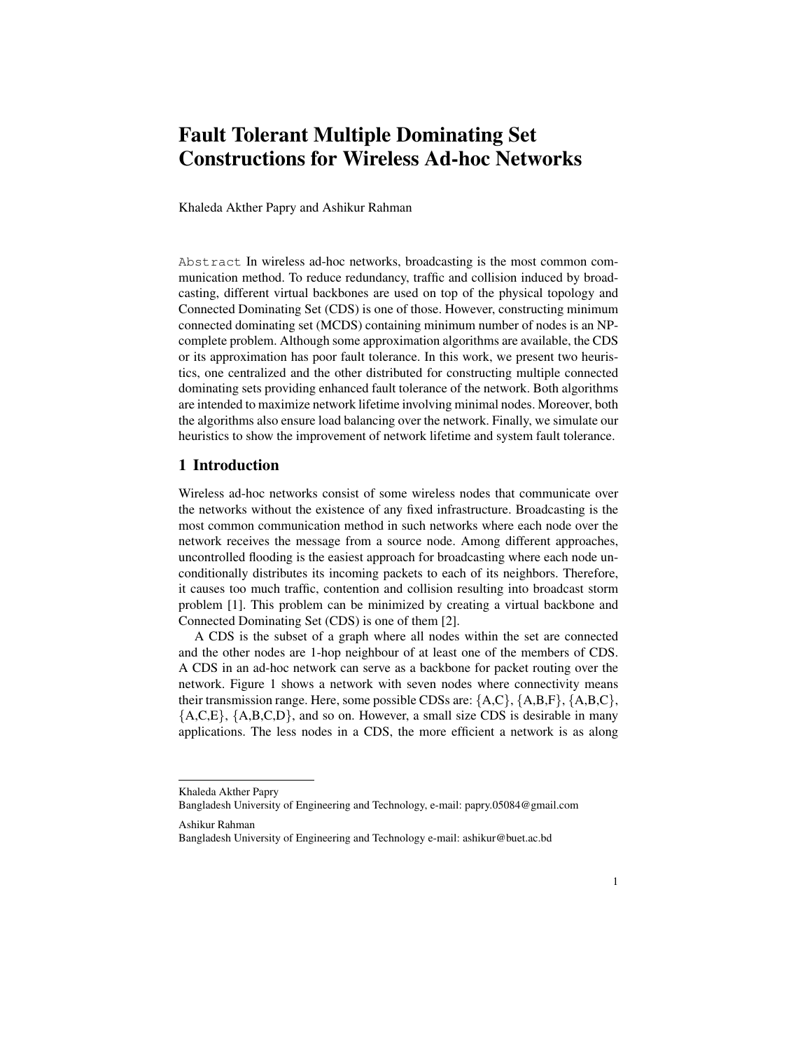# Fault Tolerant Multiple Dominating Set Constructions for Wireless Ad-hoc Networks

Khaleda Akther Papry and Ashikur Rahman

Abstract In wireless ad-hoc networks, broadcasting is the most common communication method. To reduce redundancy, traffic and collision induced by broadcasting, different virtual backbones are used on top of the physical topology and Connected Dominating Set (CDS) is one of those. However, constructing minimum connected dominating set (MCDS) containing minimum number of nodes is an NP-complete problem. Although some approximation algorithms are available, the CDS or its approximation has poor fault tolerance. In this work, we present two heuristics, one centralized and the other distributed for constructing multiple connected dominating sets providing enhanced fault tolerance of the network. Both algorithms are intended to maximize network lifetime involving minimal nodes. Moreover, both the algorithms also ensure load balancing over the network. Finally, we simulate our heuristics to show the improvement of network lifetime and system fault tolerance.

## 1 Introduction

Wireless ad-hoc networks consist of some wireless nodes that communicate over the networks without the existence of any fixed infrastructure. Broadcasting is the most common communication method in such networks where each node over the network receives the message from a source node. Among different approaches, uncontrolled flooding is the easiest approach for broadcasting where each node unconditionally distributes its incoming packets to each of its neighbors. Therefore, it causes too much traffic, contention and collision resulting into broadcast storm problem [1]. This problem can be minimized by creating a virtual backbone and Connected Dominating Set (CDS) is one of them [2].

A CDS is the subset of a graph where all nodes within the set are connected and the other nodes are 1-hop neighbour of at least one of the members of CDS. A CDS in an ad-hoc network can serve as a backbone for packet routing over the network. Figure 1 shows a network with seven nodes where connectivity means their transmission range. Here, some possible CDSs are: {A,C}, {A,B,F}, {A,B,C}, {A,C,E}, {A,B,C,D}, and so on. However, a small size CDS is desirable in many applications. The less nodes in a CDS, the more efficient a network is as along

---

Khaleda Akther Papry
Bangladesh University of Engineering and Technology, e-mail: papry.05084@gmail.com

Ashikur Rahman
Bangladesh University of Engineering and Technology e-mail: ashikur@buet.ac.bd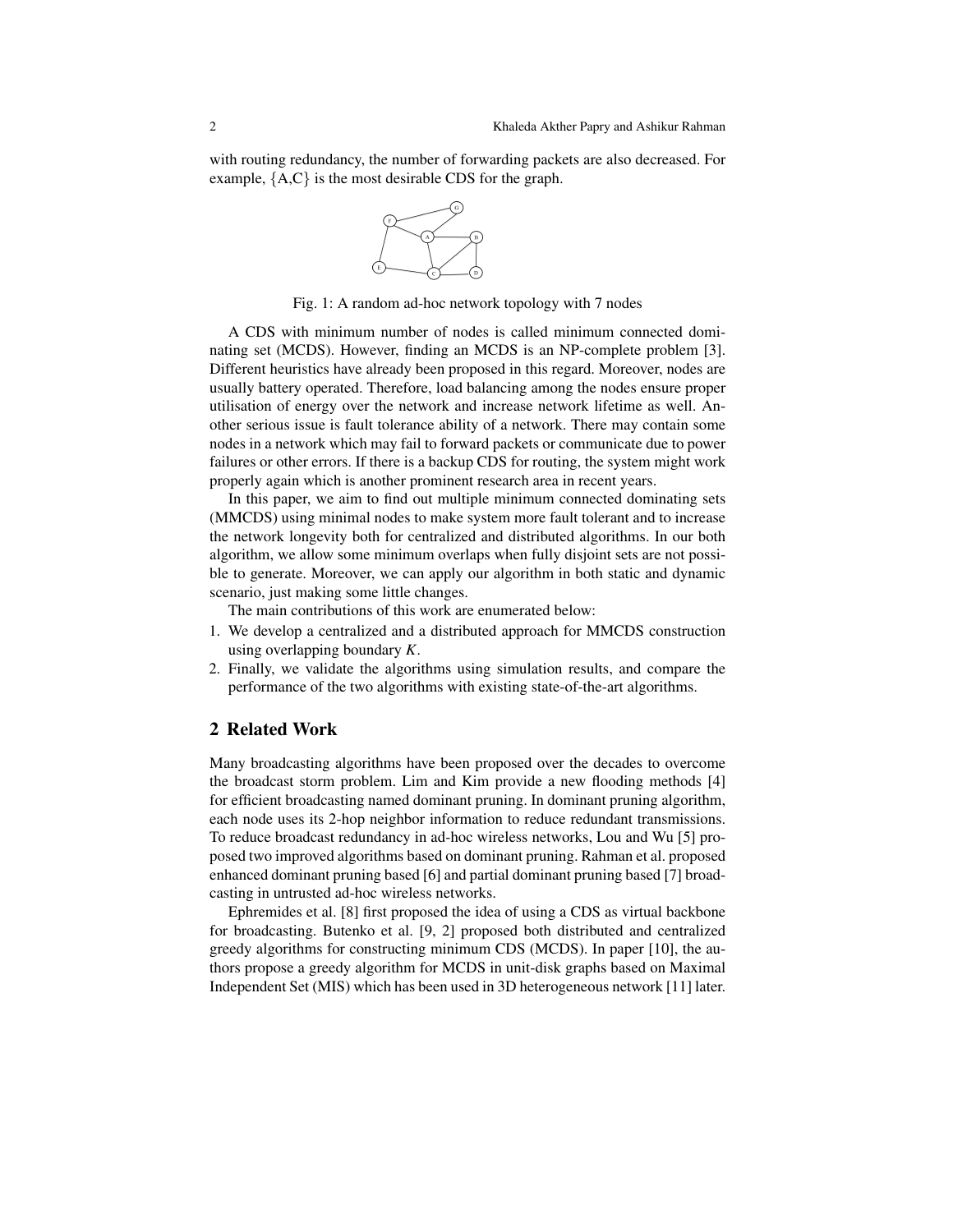with routing redundancy, the number of forwarding packets are also decreased. For example, {A,C} is the most desirable CDS for the graph.

Fig. 1: A random ad-hoc network topology with 7 nodes

A CDS with minimum number of nodes is called minimum connected dominating set (MCDS). However, finding an MCDS is an NP-complete problem [3]. Different heuristics have already been proposed in this regard. Moreover, nodes are usually battery operated. Therefore, load balancing among the nodes ensure proper utilisation of energy over the network and increase network lifetime as well. Another serious issue is fault tolerance ability of a network. There may contain some nodes in a network which may fail to forward packets or communicate due to power failures or other errors. If there is a backup CDS for routing, the system might work properly again which is another prominent research area in recent years.

In this paper, we aim to find out multiple minimum connected dominating sets (MMCDS) using minimal nodes to make system more fault tolerant and to increase the network longevity both for centralized and distributed algorithms. In our both algorithm, we allow some minimum overlaps when fully disjoint sets are not possible to generate. Moreover, we can apply our algorithm in both static and dynamic scenario, just making some little changes.

The main contributions of this work are enumerated below:

1. We develop a centralized and a distributed approach for MMCDS construction using overlapping boundary $K$.
2. Finally, we validate the algorithms using simulation results, and compare the performance of the two algorithms with existing state-of-the-art algorithms.

## 2 Related Work

Many broadcasting algorithms have been proposed over the decades to overcome the broadcast storm problem. Lim and Kim provide a new flooding methods [4] for efficient broadcasting named dominant pruning. In dominant pruning algorithm, each node uses its 2-hop neighbor information to reduce redundant transmissions. To reduce broadcast redundancy in ad-hoc wireless networks, Lou and Wu [5] proposed two improved algorithms based on dominant pruning. Rahman et al. proposed enhanced dominant pruning based [6] and partial dominant pruning based [7] broadcasting in untrusted ad-hoc wireless networks.

Ephremides et al. [8] first proposed the idea of using a CDS as virtual backbone for broadcasting. Butenko et al. [9, 2] proposed both distributed and centralized greedy algorithms for constructing minimum CDS (MCDS). In paper [10], the authors propose a greedy algorithm for MCDS in unit-disk graphs based on Maximal Independent Set (MIS) which has been used in 3D heterogeneous network [11] later.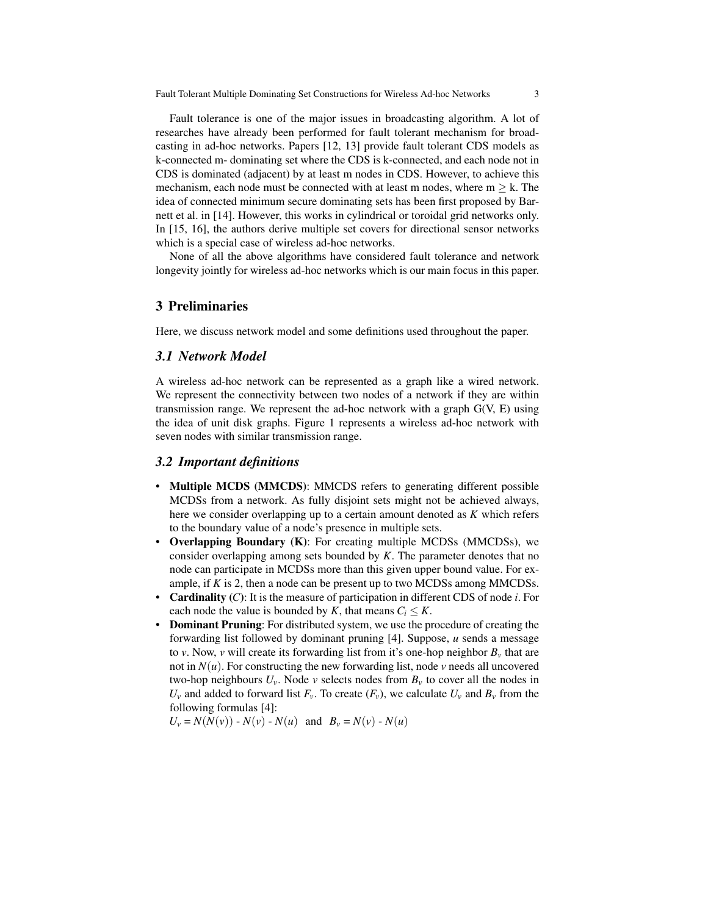Fault tolerance is one of the major issues in broadcasting algorithm. A lot of researches have already been performed for fault tolerant mechanism for broadcasting in ad-hoc networks. Papers [12, 13] provide fault tolerant CDS models as k-connected m- dominating set where the CDS is k-connected, and each node not in CDS is dominated (adjacent) by at least m nodes in CDS. However, to achieve this mechanism, each node must be connected with at least m nodes, where m $\geq$ k. The idea of connected minimum secure dominating sets has been first proposed by Barnett et al. in [14]. However, this works in cylindrical or toroidal grid networks only. In [15, 16], the authors derive multiple set covers for directional sensor networks which is a special case of wireless ad-hoc networks.

None of all the above algorithms have considered fault tolerance and network longevity jointly for wireless ad-hoc networks which is our main focus in this paper.

## 3 Preliminaries

Here, we discuss network model and some definitions used throughout the paper.

### 3.1 Network Model

A wireless ad-hoc network can be represented as a graph like a wired network. We represent the connectivity between two nodes of a network if they are within transmission range. We represent the ad-hoc network with a graph G(V, E) using the idea of unit disk graphs. Figure 1 represents a wireless ad-hoc network with seven nodes with similar transmission range.

### 3.2 Important definitions

- **Multiple MCDS (MMCDS)**: MMCDS refers to generating different possible MCDSs from a network. As fully disjoint sets might not be achieved always, here we consider overlapping up to a certain amount denoted as $K$ which refers to the boundary value of a node's presence in multiple sets.
- **Overlapping Boundary (K)**: For creating multiple MCDSs (MMCDSs), we consider overlapping among sets bounded by $K$. The parameter denotes that no node can participate in MCDSs more than this given upper bound value. For example, if $K$ is 2, then a node can be present up to two MCDSs among MMCDSs.
- **Cardinality (*C*)**: It is the measure of participation in different CDS of node $i$. For each node the value is bounded by $K$, that means $C_i \leq K$.
- **Dominant Pruning**: For distributed system, we use the procedure of creating the forwarding list followed by dominant pruning [4]. Suppose, $u$ sends a message to $v$. Now, $v$ will create its forwarding list from it's one-hop neighbor $B_v$ that are not in $N(u)$. For constructing the new forwarding list, node $v$ needs all uncovered two-hop neighbours $U_v$. Node $v$ selects nodes from $B_v$ to cover all the nodes in $U_v$ and added to forward list $F_v$. To create ($F_v$), we calculate $U_v$ and $B_v$ from the following formulas [4]:
  $U_v = N(N(v))$ - $N(v)$ - $N(u)$ and $B_v = N(v)$ - $N(u)$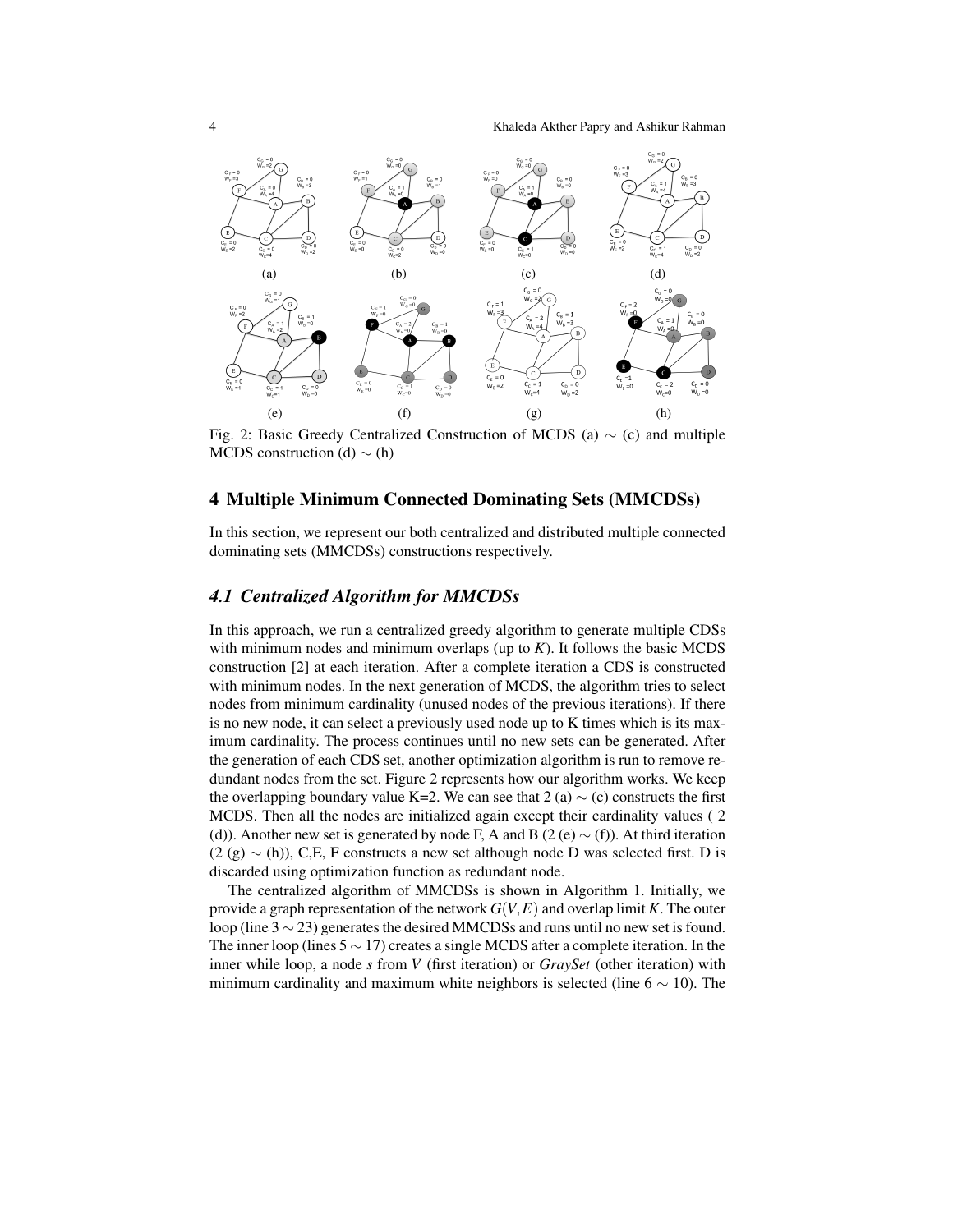Fig. 2: Basic Greedy Centralized Construction of MCDS (a) $\sim$ (c) and multiple MCDS construction (d) $\sim$ (h)

## 4 Multiple Minimum Connected Dominating Sets (MMCDSs)

In this section, we represent our both centralized and distributed multiple connected dominating sets (MMCDSs) constructions respectively.

### *4.1 Centralized Algorithm for MMCDSs*

In this approach, we run a centralized greedy algorithm to generate multiple CDSs with minimum nodes and minimum overlaps (up to $K$). It follows the basic MCDS construction [2] at each iteration. After a complete iteration a CDS is constructed with minimum nodes. In the next generation of MCDS, the algorithm tries to select nodes from minimum cardinality (unused nodes of the previous iterations). If there is no new node, it can select a previously used node up to K times which is its maximum cardinality. The process continues until no new sets can be generated. After the generation of each CDS set, another optimization algorithm is run to remove redundant nodes from the set. Figure 2 represents how our algorithm works. We keep the overlapping boundary value K=2. We can see that 2 (a) $\sim$ (c) constructs the first MCDS. Then all the nodes are initialized again except their cardinality values ( 2 (d)). Another new set is generated by node F, A and B (2 (e) $\sim$ (f)). At third iteration (2 (g) $\sim$ (h)), C,E, F constructs a new set although node D was selected first. D is discarded using optimization function as redundant node.

The centralized algorithm of MMCDSs is shown in Algorithm 1. Initially, we provide a graph representation of the network $G(V,E)$ and overlap limit $K$. The outer loop (line $3 \sim 23$) generates the desired MMCDSs and runs until no new set is found. The inner loop (lines $5 \sim 17$) creates a single MCDS after a complete iteration. In the inner while loop, a node $s$ from $V$ (first iteration) or *GraySet* (other iteration) with minimum cardinality and maximum white neighbors is selected (line $6 \sim 10$). The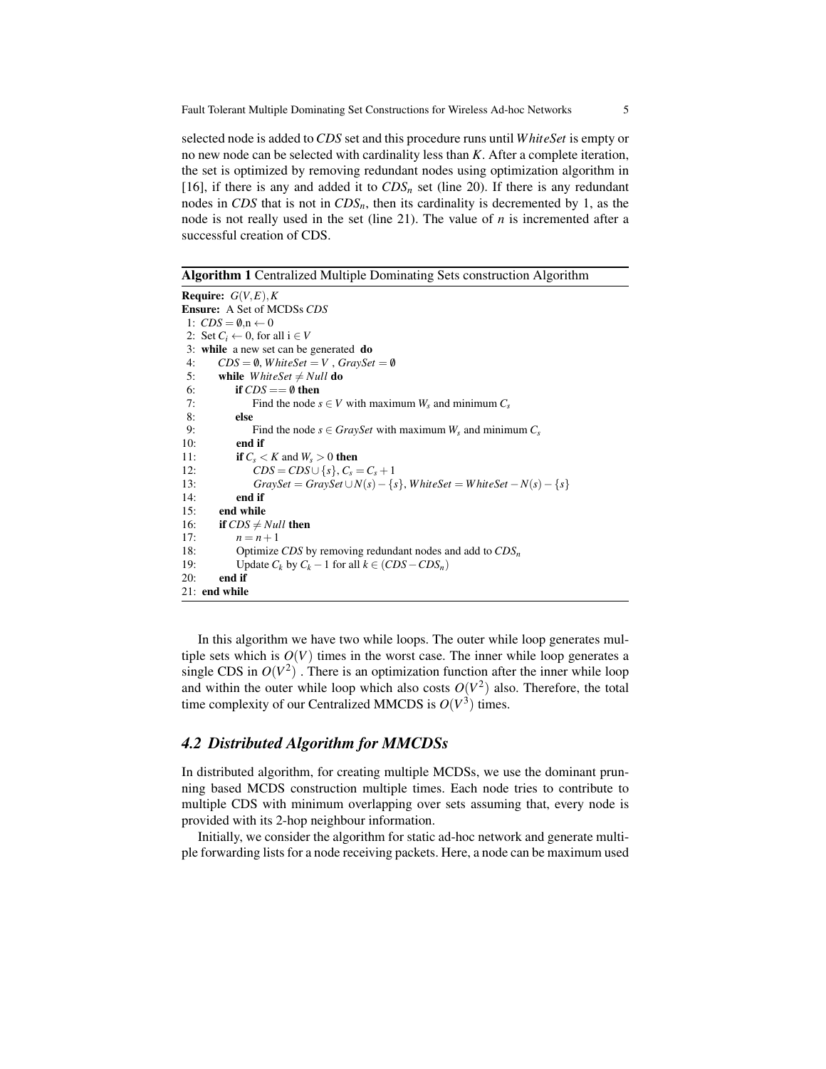selected node is added to *CDS* set and this procedure runs until *WhiteSet* is empty or no new node can be selected with cardinality less than *K*. After a complete iteration, the set is optimized by removing redundant nodes using optimization algorithm in [16], if there is any and added it to $CDS_n$ set (line 20). If there is any redundant nodes in *CDS* that is not in $CDS_n$, then its cardinality is decremented by 1, as the node is not really used in the set (line 21). The value of *n* is incremented after a successful creation of CDS.

**Algorithm 1** Centralized Multiple Dominating Sets construction Algorithm

**Require:** $G(V,E), K$
**Ensure:** A Set of MCDSs *CDS*

```
 1: CDS = ∅, n ← 0
 2: Set C_i ← 0, for all i ∈ V
 3: while a new set can be generated do
 4:     CDS = ∅, WhiteSet = V , GraySet = ∅
 5:     while WhiteSet ≠ Null do
 6:         if CDS == ∅ then
 7:             Find the node s ∈ V with maximum W_s and minimum C_s
 8:         else
 9:             Find the node s ∈ GraySet with maximum W_s and minimum C_s
10:         end if
11:         if C_s < K and W_s > 0 then
12:             CDS = CDS ∪ {s}, C_s = C_s + 1
13:             GraySet = GraySet ∪ N(s) − {s}, WhiteSet = WhiteSet − N(s) − {s}
14:         end if
15:     end while
16:     if CDS ≠ Null then
17:         n = n + 1
18:         Optimize CDS by removing redundant nodes and add to CDS_n
19:         Update C_k by C_k − 1 for all k ∈ (CDS − CDS_n)
20:     end if
21: end while
```

In this algorithm we have two while loops. The outer while loop generates multiple sets which is $O(V)$ times in the worst case. The inner while loop generates a single CDS in $O(V^2)$ . There is an optimization function after the inner while loop and within the outer while loop which also costs $O(V^2)$ also. Therefore, the total time complexity of our Centralized MMCDS is $O(V^3)$ times.

### *4.2 Distributed Algorithm for MMCDSs*

In distributed algorithm, for creating multiple MCDSs, we use the dominant pruning based MCDS construction multiple times. Each node tries to contribute to multiple CDS with minimum overlapping over sets assuming that, every node is provided with its 2-hop neighbour information.

Initially, we consider the algorithm for static ad-hoc network and generate multiple forwarding lists for a node receiving packets. Here, a node can be maximum used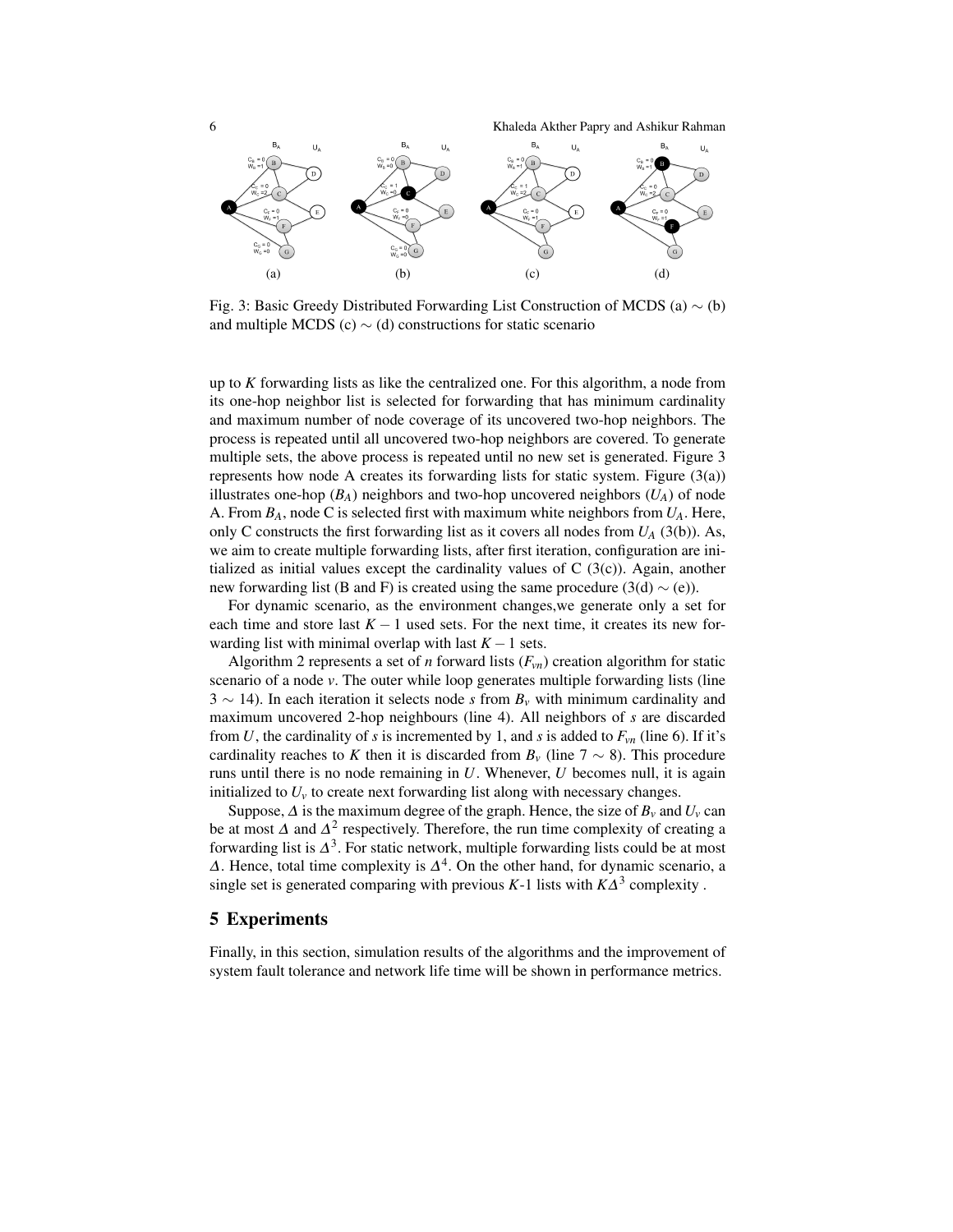Fig. 3: Basic Greedy Distributed Forwarding List Construction of MCDS (a) $\sim$ (b) and multiple MCDS (c) $\sim$ (d) constructions for static scenario

up to $K$ forwarding lists as like the centralized one. For this algorithm, a node from its one-hop neighbor list is selected for forwarding that has minimum cardinality and maximum number of node coverage of its uncovered two-hop neighbors. The process is repeated until all uncovered two-hop neighbors are covered. To generate multiple sets, the above process is repeated until no new set is generated. Figure 3 represents how node A creates its forwarding lists for static system. Figure (3(a)) illustrates one-hop ($B_A$) neighbors and two-hop uncovered neighbors ($U_A$) of node A. From $B_A$, node C is selected first with maximum white neighbors from $U_A$. Here, only C constructs the first forwarding list as it covers all nodes from $U_A$ (3(b)). As, we aim to create multiple forwarding lists, after first iteration, configuration are initialized as initial values except the cardinality values of C (3(c)). Again, another new forwarding list (B and F) is created using the same procedure (3(d) $\sim$ (e)).

For dynamic scenario, as the environment changes,we generate only a set for each time and store last $K-1$ used sets. For the next time, it creates its new forwarding list with minimal overlap with last $K-1$ sets.

Algorithm 2 represents a set of $n$ forward lists ($F_{vn}$) creation algorithm for static scenario of a node $v$. The outer while loop generates multiple forwarding lists (line 3 $\sim$ 14). In each iteration it selects node $s$ from $B_v$ with minimum cardinality and maximum uncovered 2-hop neighbours (line 4). All neighbors of $s$ are discarded from $U$, the cardinality of $s$ is incremented by 1, and $s$ is added to $F_{vn}$ (line 6). If it's cardinality reaches to $K$ then it is discarded from $B_v$ (line 7 $\sim$ 8). This procedure runs until there is no node remaining in $U$. Whenever, $U$ becomes null, it is again initialized to $U_v$ to create next forwarding list along with necessary changes.

Suppose, $\Delta$ is the maximum degree of the graph. Hence, the size of $B_v$ and $U_v$ can be at most $\Delta$ and $\Delta^2$ respectively. Therefore, the run time complexity of creating a forwarding list is $\Delta^3$. For static network, multiple forwarding lists could be at most $\Delta$. Hence, total time complexity is $\Delta^4$. On the other hand, for dynamic scenario, a single set is generated comparing with previous $K$-1 lists with $K\Delta^3$ complexity .

## 5 Experiments

Finally, in this section, simulation results of the algorithms and the improvement of system fault tolerance and network life time will be shown in performance metrics.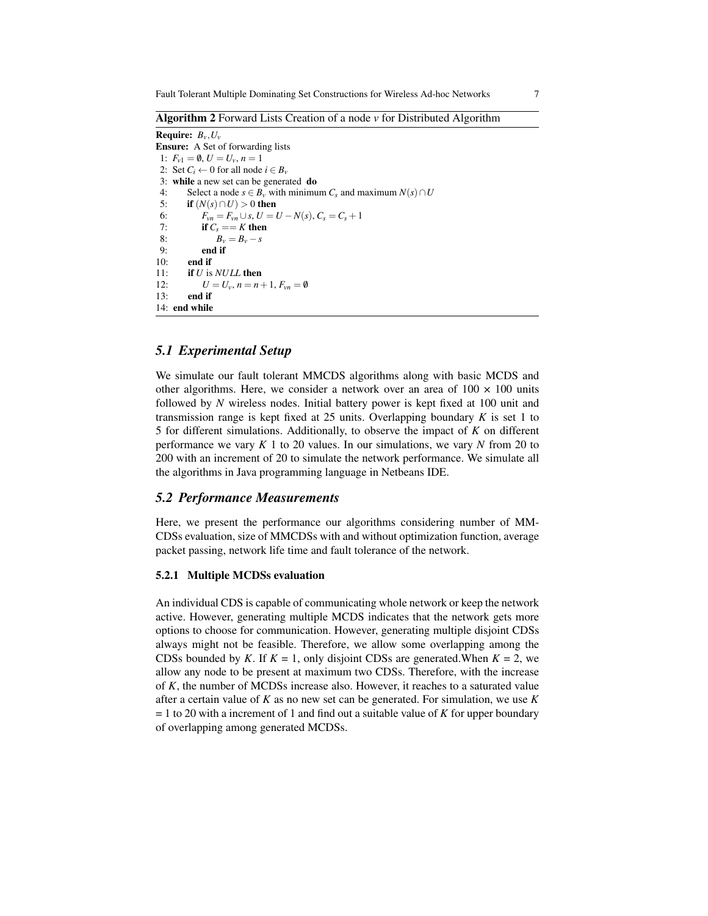**Algorithm 2** Forward Lists Creation of a node $v$ for Distributed Algorithm

```
Require: B_v, U_v
Ensure: A Set of forwarding lists
 1: F_v1 = ∅, U = U_v, n = 1
 2: Set C_i ← 0 for all node i ∈ B_v
 3: while a new set can be generated do
 4:     Select a node s ∈ B_v with minimum C_s and maximum N(s) ∩ U
 5:     if (N(s) ∩ U) > 0 then
 6:         F_vn = F_vn ∪ s, U = U − N(s), C_s = C_s + 1
 7:         if C_s == K then
 8:             B_v = B_v − s
 9:         end if
10:     end if
11:     if U is NULL then
12:         U = U_v, n = n + 1, F_vn = ∅
13:     end if
14: end while
```

### 5.1 Experimental Setup

We simulate our fault tolerant MMCDS algorithms along with basic MCDS and other algorithms. Here, we consider a network over an area of $100 \times 100$ units followed by $N$ wireless nodes. Initial battery power is kept fixed at 100 unit and transmission range is kept fixed at 25 units. Overlapping boundary $K$ is set 1 to 5 for different simulations. Additionally, to observe the impact of $K$ on different performance we vary $K$ 1 to 20 values. In our simulations, we vary $N$ from 20 to 200 with an increment of 20 to simulate the network performance. We simulate all the algorithms in Java programming language in Netbeans IDE.

### 5.2 Performance Measurements

Here, we present the performance our algorithms considering number of MMCDSs evaluation, size of MMCDSs with and without optimization function, average packet passing, network life time and fault tolerance of the network.

#### 5.2.1 Multiple MCDSs evaluation

An individual CDS is capable of communicating whole network or keep the network active. However, generating multiple MCDS indicates that the network gets more options to choose for communication. However, generating multiple disjoint CDSs always might not be feasible. Therefore, we allow some overlapping among the CDSs bounded by $K$. If $K$ = 1, only disjoint CDSs are generated.When $K$ = 2, we allow any node to be present at maximum two CDSs. Therefore, with the increase of $K$, the number of MCDSs increase also. However, it reaches to a saturated value after a certain value of $K$ as no new set can be generated. For simulation, we use $K$ = 1 to 20 with a increment of 1 and find out a suitable value of $K$ for upper boundary of overlapping among generated MCDSs.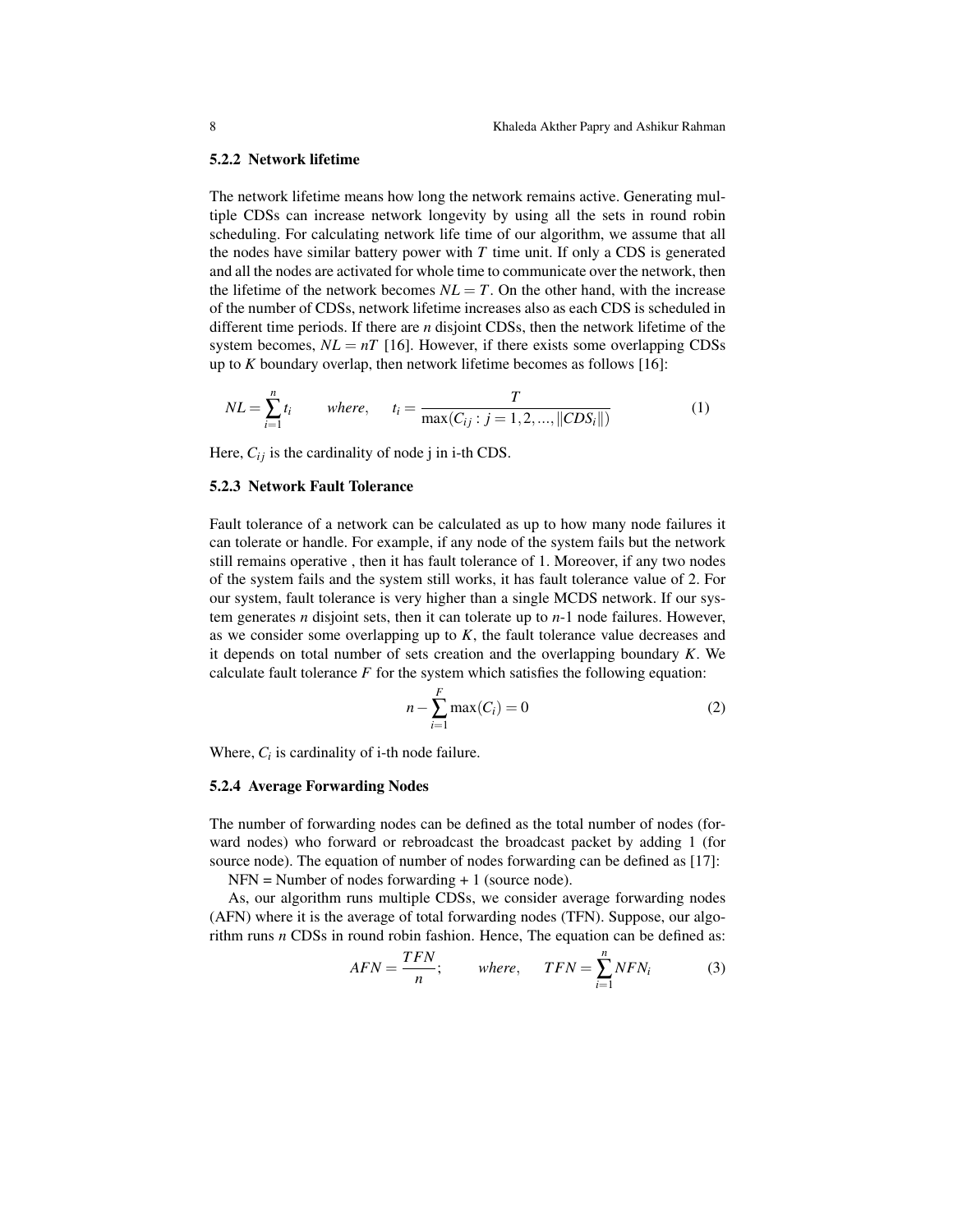### 5.2.2 Network lifetime

The network lifetime means how long the network remains active. Generating multiple CDSs can increase network longevity by using all the sets in round robin scheduling. For calculating network life time of our algorithm, we assume that all the nodes have similar battery power with $T$ time unit. If only a CDS is generated and all the nodes are activated for whole time to communicate over the network, then the lifetime of the network becomes $NL = T$. On the other hand, with the increase of the number of CDSs, network lifetime increases also as each CDS is scheduled in different time periods. If there are $n$ disjoint CDSs, then the network lifetime of the system becomes, $NL = nT$ [16]. However, if there exists some overlapping CDSs up to $K$ boundary overlap, then network lifetime becomes as follows [16]:

$$NL = \sum_{i=1}^{n} t_i \qquad where, \quad t_i = \frac{T}{\max(C_{ij} : j = 1, 2, ..., \|CDS_i\|)} \tag{1}$$

Here, $C_{ij}$ is the cardinality of node j in i-th CDS.

### 5.2.3 Network Fault Tolerance

Fault tolerance of a network can be calculated as up to how many node failures it can tolerate or handle. For example, if any node of the system fails but the network still remains operative , then it has fault tolerance of 1. Moreover, if any two nodes of the system fails and the system still works, it has fault tolerance value of 2. For our system, fault tolerance is very higher than a single MCDS network. If our system generates $n$ disjoint sets, then it can tolerate up to $n$-1 node failures. However, as we consider some overlapping up to $K$, the fault tolerance value decreases and it depends on total number of sets creation and the overlapping boundary $K$. We calculate fault tolerance $F$ for the system which satisfies the following equation:

$$n - \sum_{i=1}^{F} \max(C_i) = 0 \tag{2}$$

Where, $C_i$ is cardinality of i-th node failure.

### 5.2.4 Average Forwarding Nodes

The number of forwarding nodes can be defined as the total number of nodes (forward nodes) who forward or rebroadcast the broadcast packet by adding 1 (for source node). The equation of number of nodes forwarding can be defined as [17]:

NFN = Number of nodes forwarding + 1 (source node).

As, our algorithm runs multiple CDSs, we consider average forwarding nodes (AFN) where it is the average of total forwarding nodes (TFN). Suppose, our algorithm runs $n$ CDSs in round robin fashion. Hence, The equation can be defined as:

$$AFN = \frac{TFN}{n}; \qquad where, \quad TFN = \sum_{i=1}^{n} NFN_i \tag{3}$$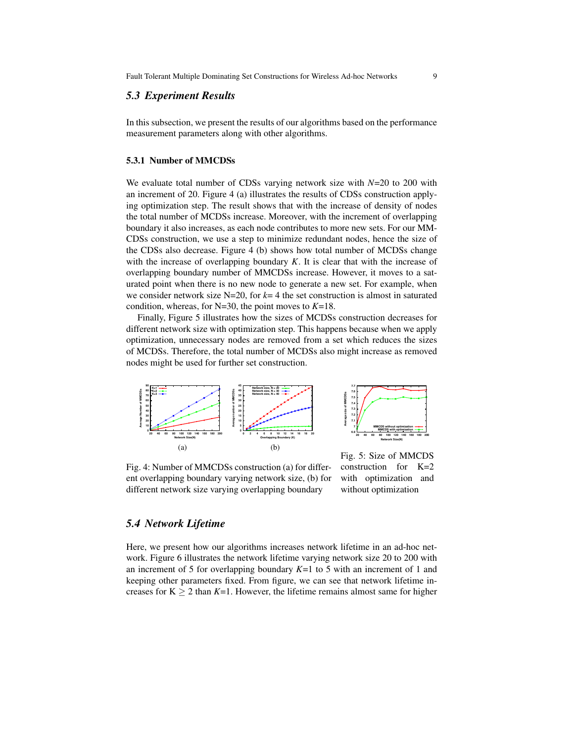### 5.3 *Experiment Results*

In this subsection, we present the results of our algorithms based on the performance measurement parameters along with other algorithms.

#### 5.3.1 Number of MMCDSs

We evaluate total number of CDSs varying network size with $N$=20 to 200 with an increment of 20. Figure 4 (a) illustrates the results of CDSs construction applying optimization step. The result shows that with the increase of density of nodes the total number of MCDSs increase. Moreover, with the increment of overlapping boundary it also increases, as each node contributes to more new sets. For our MMCDSs construction, we use a step to minimize redundant nodes, hence the size of the CDSs also decrease. Figure 4 (b) shows how total number of MCDSs change with the increase of overlapping boundary $K$. It is clear that with the increase of overlapping boundary number of MMCDSs increase. However, it moves to a saturated point when there is no new node to generate a new set. For example, when we consider network size N=20, for $k$= 4 the set construction is almost in saturated condition, whereas, for N=30, the point moves to $K$=18.

Finally, Figure 5 illustrates how the sizes of MCDSs construction decreases for different network size with optimization step. This happens because when we apply optimization, unnecessary nodes are removed from a set which reduces the sizes of MCDSs. Therefore, the total number of MCDSs also might increase as removed nodes might be used for further set construction.

(a) (b)

Fig. 4: Number of MMCDSs construction (a) for different overlapping boundary varying network size, (b) for different network size varying overlapping boundary

Fig. 5: Size of MMCDS construction for K=2 with optimization and without optimization

### 5.4 *Network Lifetime*

Here, we present how our algorithms increases network lifetime in an ad-hoc network. Figure 6 illustrates the network lifetime varying network size 20 to 200 with an increment of 5 for overlapping boundary $K$=1 to 5 with an increment of 1 and keeping other parameters fixed. From figure, we can see that network lifetime increases for K $\geq$ 2 than $K$=1. However, the lifetime remains almost same for higher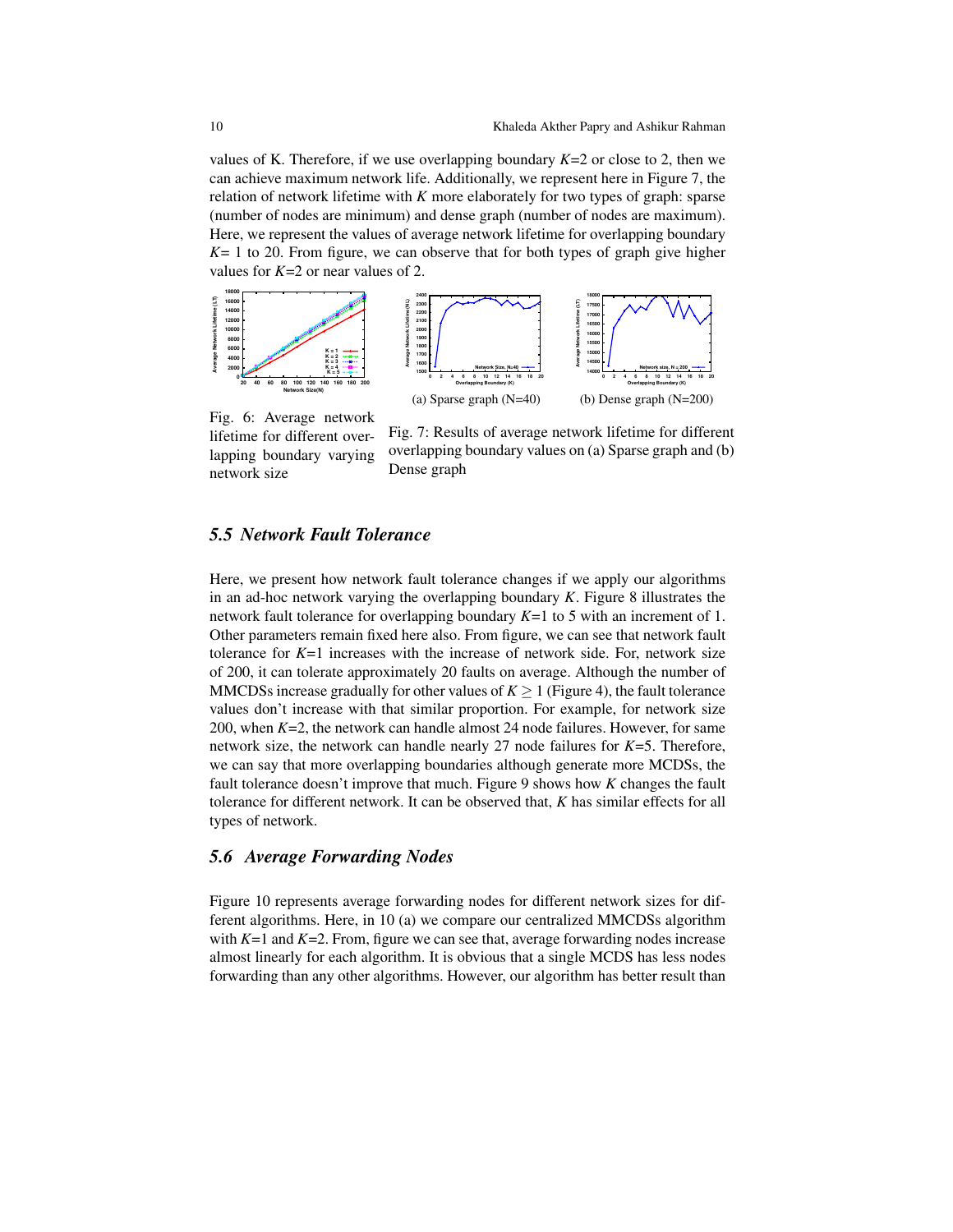values of K. Therefore, if we use overlapping boundary $K$=2 or close to 2, then we can achieve maximum network life. Additionally, we represent here in Figure 7, the relation of network lifetime with $K$ more elaborately for two types of graph: sparse (number of nodes are minimum) and dense graph (number of nodes are maximum). Here, we represent the values of average network lifetime for overlapping boundary $K$= 1 to 20. From figure, we can observe that for both types of graph give higher values for $K$=2 or near values of 2.

Fig. 6: Average network lifetime for different overlapping boundary varying network size

(a) Sparse graph (N=40)

(b) Dense graph (N=200)

Fig. 7: Results of average network lifetime for different overlapping boundary values on (a) Sparse graph and (b) Dense graph

### 5.5 Network Fault Tolerance

Here, we present how network fault tolerance changes if we apply our algorithms in an ad-hoc network varying the overlapping boundary $K$. Figure 8 illustrates the network fault tolerance for overlapping boundary $K$=1 to 5 with an increment of 1. Other parameters remain fixed here also. From figure, we can see that network fault tolerance for $K$=1 increases with the increase of network side. For, network size of 200, it can tolerate approximately 20 faults on average. Although the number of MMCDSs increase gradually for other values of $K \geq 1$ (Figure 4), the fault tolerance values don't increase with that similar proportion. For example, for network size 200, when $K$=2, the network can handle almost 24 node failures. However, for same network size, the network can handle nearly 27 node failures for $K$=5. Therefore, we can say that more overlapping boundaries although generate more MCDSs, the fault tolerance doesn't improve that much. Figure 9 shows how $K$ changes the fault tolerance for different network. It can be observed that, $K$ has similar effects for all types of network.

### 5.6 Average Forwarding Nodes

Figure 10 represents average forwarding nodes for different network sizes for different algorithms. Here, in 10 (a) we compare our centralized MMCDSs algorithm with $K$=1 and $K$=2. From, figure we can see that, average forwarding nodes increase almost linearly for each algorithm. It is obvious that a single MCDS has less nodes forwarding than any other algorithms. However, our algorithm has better result than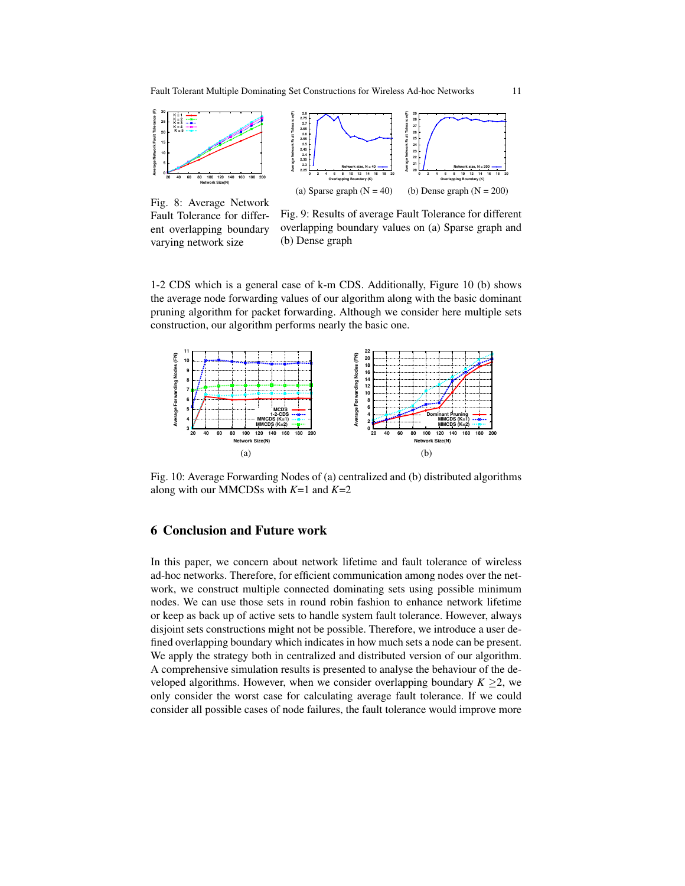Fig. 8: Average Network Fault Tolerance for different overlapping boundary varying network size

(a) Sparse graph (N = 40) (b) Dense graph (N = 200)

Fig. 9: Results of average Fault Tolerance for different overlapping boundary values on (a) Sparse graph and (b) Dense graph

1-2 CDS which is a general case of k-m CDS. Additionally, Figure 10 (b) shows the average node forwarding values of our algorithm along with the basic dominant pruning algorithm for packet forwarding. Although we consider here multiple sets construction, our algorithm performs nearly the basic one.

(a) (b)

Fig. 10: Average Forwarding Nodes of (a) centralized and (b) distributed algorithms along with our MMCDSs with $K$=1 and $K$=2

## 6 Conclusion and Future work

In this paper, we concern about network lifetime and fault tolerance of wireless ad-hoc networks. Therefore, for efficient communication among nodes over the network, we construct multiple connected dominating sets using possible minimum nodes. We can use those sets in round robin fashion to enhance network lifetime or keep as back up of active sets to handle system fault tolerance. However, always disjoint sets constructions might not be possible. Therefore, we introduce a user defined overlapping boundary which indicates in how much sets a node can be present. We apply the strategy both in centralized and distributed version of our algorithm. A comprehensive simulation results is presented to analyse the behaviour of the developed algorithms. However, when we consider overlapping boundary $K \geq 2$, we only consider the worst case for calculating average fault tolerance. If we could consider all possible cases of node failures, the fault tolerance would improve more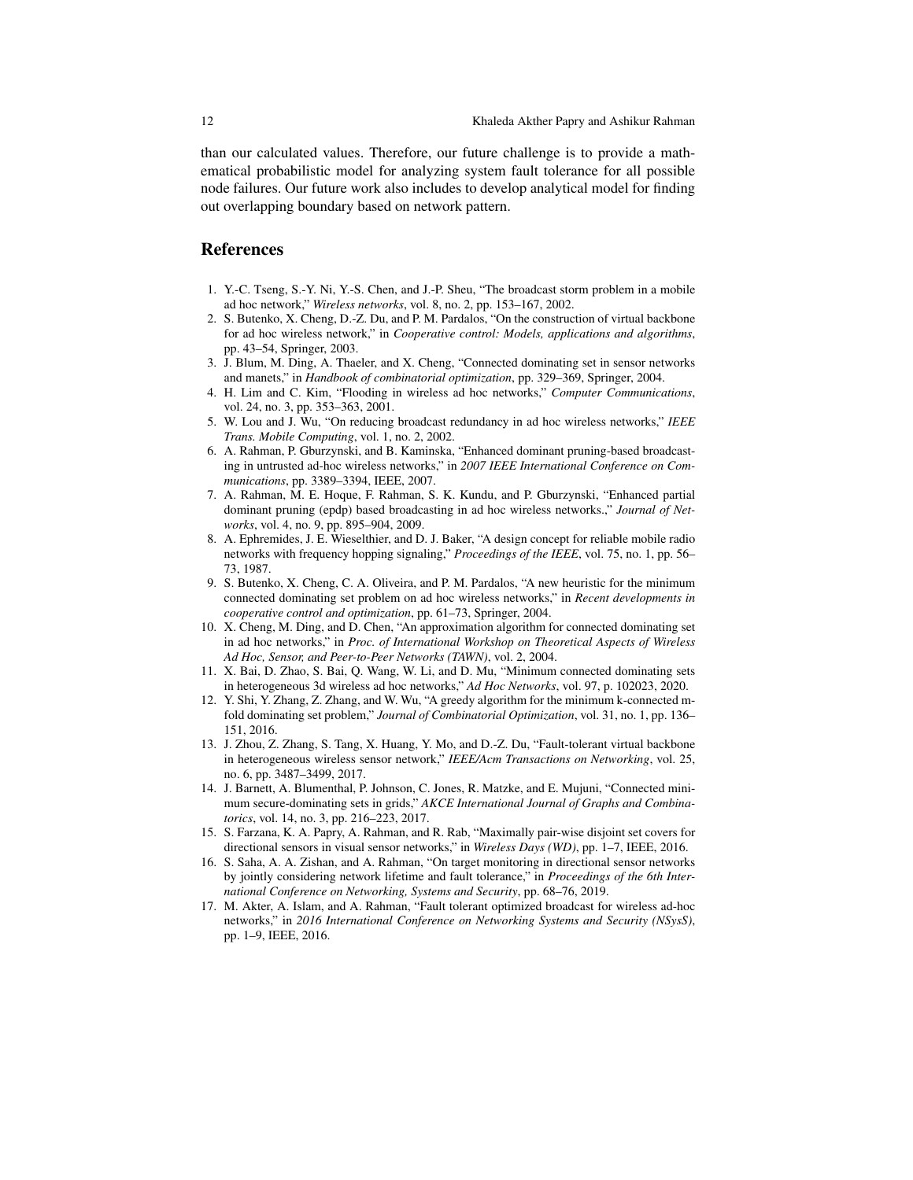than our calculated values. Therefore, our future challenge is to provide a mathematical probabilistic model for analyzing system fault tolerance for all possible node failures. Our future work also includes to develop analytical model for finding out overlapping boundary based on network pattern.

## References

1. Y.-C. Tseng, S.-Y. Ni, Y.-S. Chen, and J.-P. Sheu, "The broadcast storm problem in a mobile ad hoc network," *Wireless networks*, vol. 8, no. 2, pp. 153–167, 2002.
2. S. Butenko, X. Cheng, D.-Z. Du, and P. M. Pardalos, "On the construction of virtual backbone for ad hoc wireless network," in *Cooperative control: Models, applications and algorithms*, pp. 43–54, Springer, 2003.
3. J. Blum, M. Ding, A. Thaeler, and X. Cheng, "Connected dominating set in sensor networks and manets," in *Handbook of combinatorial optimization*, pp. 329–369, Springer, 2004.
4. H. Lim and C. Kim, "Flooding in wireless ad hoc networks," *Computer Communications*, vol. 24, no. 3, pp. 353–363, 2001.
5. W. Lou and J. Wu, "On reducing broadcast redundancy in ad hoc wireless networks," *IEEE Trans. Mobile Computing*, vol. 1, no. 2, 2002.
6. A. Rahman, P. Gburzynski, and B. Kaminska, "Enhanced dominant pruning-based broadcasting in untrusted ad-hoc wireless networks," in *2007 IEEE International Conference on Communications*, pp. 3389–3394, IEEE, 2007.
7. A. Rahman, M. E. Hoque, F. Rahman, S. K. Kundu, and P. Gburzynski, "Enhanced partial dominant pruning (epdp) based broadcasting in ad hoc wireless networks.," *Journal of Networks*, vol. 4, no. 9, pp. 895–904, 2009.
8. A. Ephremides, J. E. Wieselthier, and D. J. Baker, "A design concept for reliable mobile radio networks with frequency hopping signaling," *Proceedings of the IEEE*, vol. 75, no. 1, pp. 56–73, 1987.
9. S. Butenko, X. Cheng, C. A. Oliveira, and P. M. Pardalos, "A new heuristic for the minimum connected dominating set problem on ad hoc wireless networks," in *Recent developments in cooperative control and optimization*, pp. 61–73, Springer, 2004.
10. X. Cheng, M. Ding, and D. Chen, "An approximation algorithm for connected dominating set in ad hoc networks," in *Proc. of International Workshop on Theoretical Aspects of Wireless Ad Hoc, Sensor, and Peer-to-Peer Networks (TAWN)*, vol. 2, 2004.
11. X. Bai, D. Zhao, S. Bai, Q. Wang, W. Li, and D. Mu, "Minimum connected dominating sets in heterogeneous 3d wireless ad hoc networks," *Ad Hoc Networks*, vol. 97, p. 102023, 2020.
12. Y. Shi, Y. Zhang, Z. Zhang, and W. Wu, "A greedy algorithm for the minimum k-connected m-fold dominating set problem," *Journal of Combinatorial Optimization*, vol. 31, no. 1, pp. 136–151, 2016.
13. J. Zhou, Z. Zhang, S. Tang, X. Huang, Y. Mo, and D.-Z. Du, "Fault-tolerant virtual backbone in heterogeneous wireless sensor network," *IEEE/Acm Transactions on Networking*, vol. 25, no. 6, pp. 3487–3499, 2017.
14. J. Barnett, A. Blumenthal, P. Johnson, C. Jones, R. Matzke, and E. Mujuni, "Connected minimum secure-dominating sets in grids," *AKCE International Journal of Graphs and Combinatorics*, vol. 14, no. 3, pp. 216–223, 2017.
15. S. Farzana, K. A. Papry, A. Rahman, and R. Rab, "Maximally pair-wise disjoint set covers for directional sensors in visual sensor networks," in *Wireless Days (WD)*, pp. 1–7, IEEE, 2016.
16. S. Saha, A. A. Zishan, and A. Rahman, "On target monitoring in directional sensor networks by jointly considering network lifetime and fault tolerance," in *Proceedings of the 6th International Conference on Networking, Systems and Security*, pp. 68–76, 2019.
17. M. Akter, A. Islam, and A. Rahman, "Fault tolerant optimized broadcast for wireless ad-hoc networks," in *2016 International Conference on Networking Systems and Security (NSysS)*, pp. 1–9, IEEE, 2016.